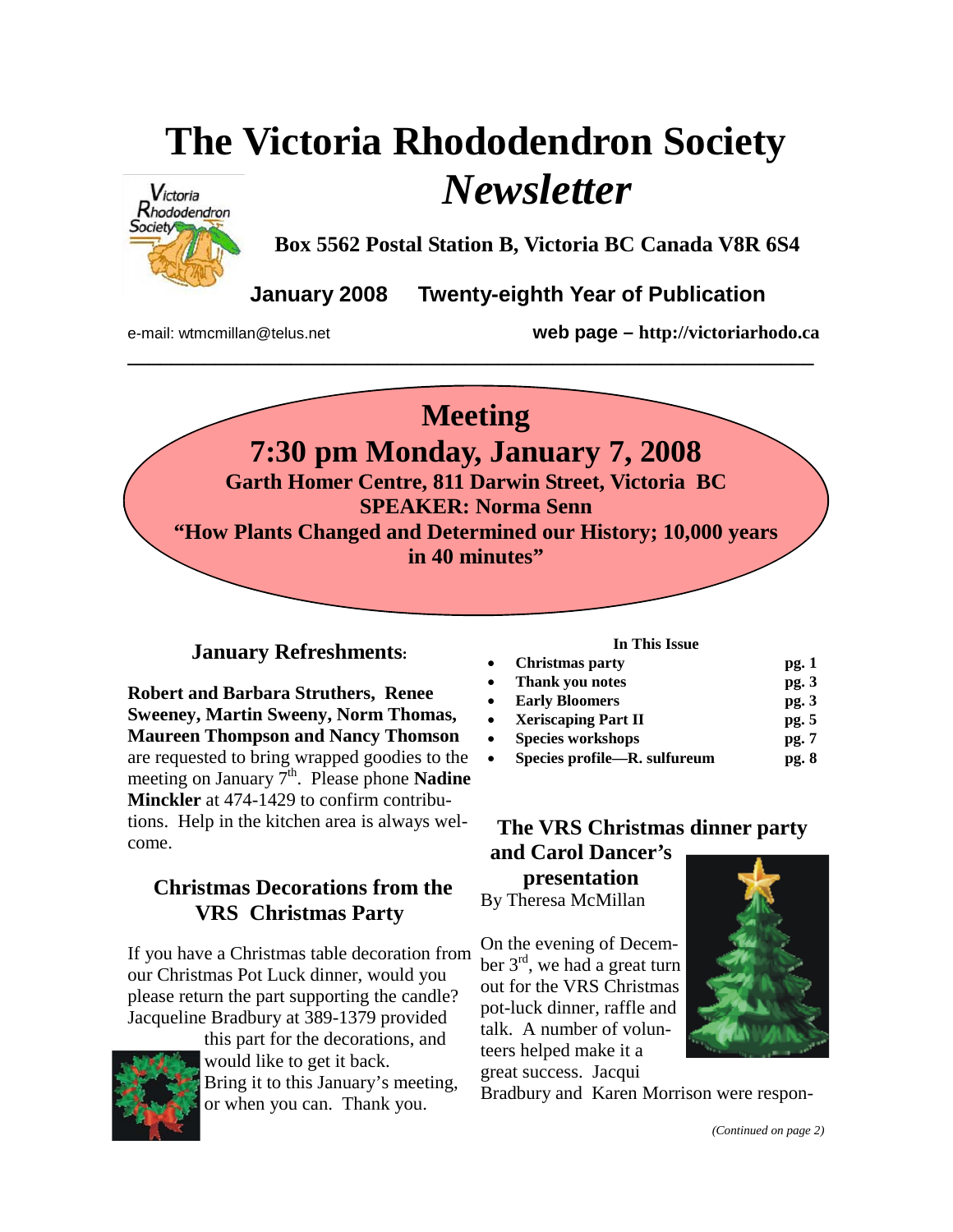# The Victoria Rhododendron Society *Newsletter*

**Box 5562 Postal Station B, Victoria BC Canada V8R 6S4**

**January 2008 Twenty-eight Year of Publication**

e-mail: wtmcmillan@telus.net **web page – http://victoriarhodo.ca**

---

## Meeting
## 7:30 pm Monday, January 7, 2008
**Garth Homer Centre, 811 Darwin Street, Victoria BC**
**SPEAKER: Norma Senn**
**"How Plants Changed and Determined our History; 10,000 years in 40 minutes"**

### January Refreshments:

**Robert and Barbara Struthers, Renee Sweeney, Martin Sweeny, Norm Thomas, Maureen Thompson and Nancy Thomson** are requested to bring wrapped goodies to the meeting on January 7th. Please phone **Nadine Minckler** at 474-1429 to confirm contributions. Help in the kitchen area is always welcome.

### Christmas Decorations from the VRS Christmas Party

If you have a Christmas table decoration from our Christmas Pot Luck dinner, would you please return the part supporting the candle? Jacqueline Bradbury at 389-1379 provided this part for the decorations, and would like to get it back. Bring it to this January's meeting, or when you can. Thank you.

**In This Issue**

| | |
|---|---|
| **Christmas party** | **pg. 1** |
| **Thank you notes** | **pg. 3** |
| **Early Bloomers** | **pg. 3** |
| **Xeriscaping Part II** | **pg. 5** |
| **Species workshops** | **pg. 7** |
| **Species profile—R. sulfureum** | **pg. 8** |

### The VRS Christmas dinner party and Carol Dancer's presentation

By Theresa McMillan

On the evening of December 3rd, we had a great turn out for the VRS Christmas pot-luck dinner, raffle and talk. A number of volunteers helped make it a great success. Jacqui Bradbury and Karen Morrison were respon-

*(Continued on page 2)*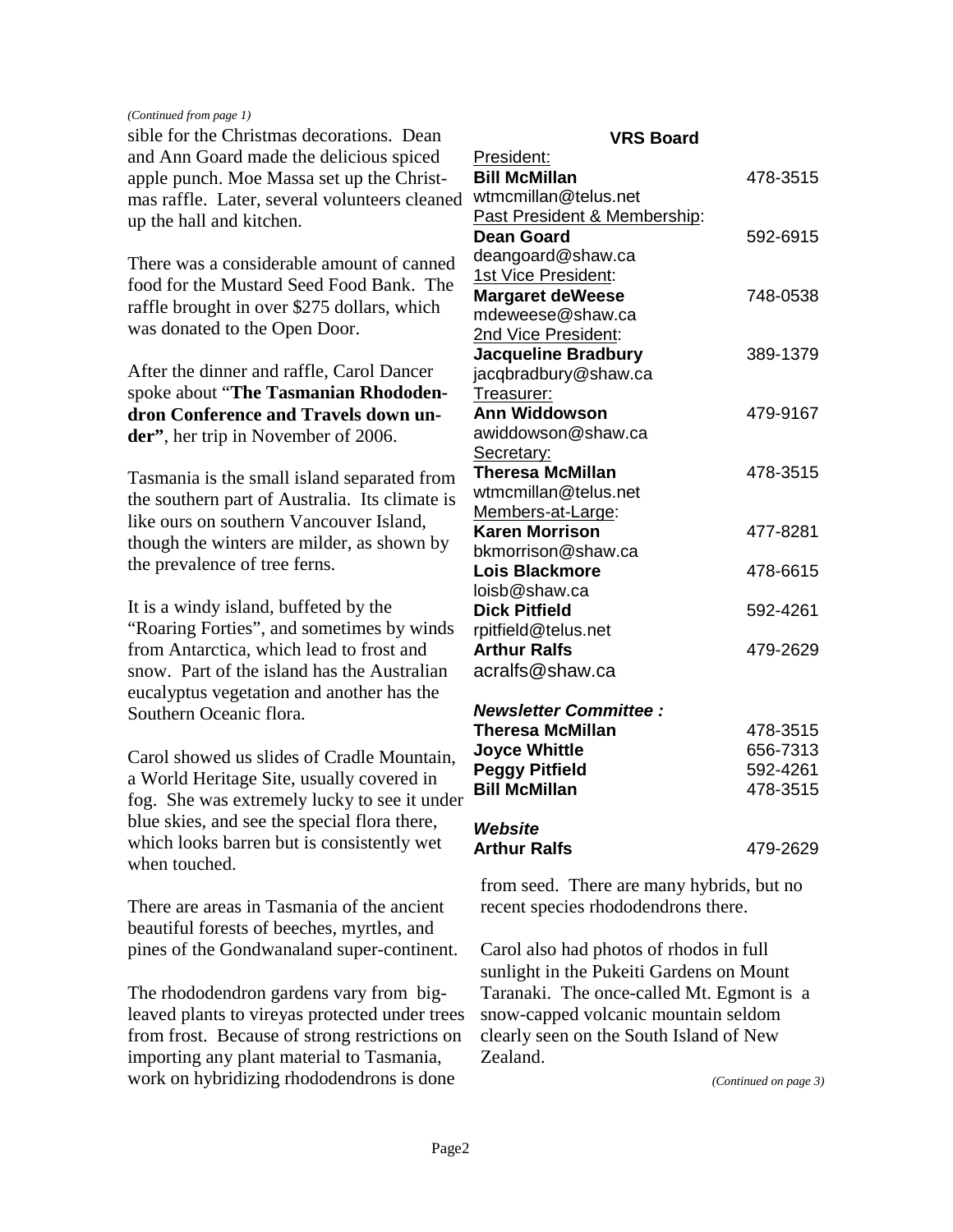*(Continued from page 1)*

sible for the Christmas decorations. Dean and Ann Goard made the delicious spiced apple punch. Moe Massa set up the Christmas raffle. Later, several volunteers cleaned up the hall and kitchen.

There was a considerable amount of canned food for the Mustard Seed Food Bank. The raffle brought in over $275 dollars, which was donated to the Open Door.

After the dinner and raffle, Carol Dancer spoke about "**The Tasmanian Rhododendron Conference and Travels down under"**, her trip in November of 2006.

Tasmania is the small island separated from the southern part of Australia. Its climate is like ours on southern Vancouver Island, though the winters are milder, as shown by the prevalence of tree ferns.

It is a windy island, buffeted by the "Roaring Forties", and sometimes by winds from Antarctica, which lead to frost and snow. Part of the island has the Australian eucalyptus vegetation and another has the Southern Oceanic flora.

Carol showed us slides of Cradle Mountain, a World Heritage Site, usually covered in fog. She was extremely lucky to see it under blue skies, and see the special flora there, which looks barren but is consistently wet when touched.

There are areas in Tasmania of the ancient beautiful forests of beeches, myrtles, and pines of the Gondwanaland super-continent.

The rhododendron gardens vary from big-leaved plants to vireyas protected under trees from frost. Because of strong restrictions on importing any plant material to Tasmania, work on hybridizing rhododendrons is done from seed. There are many hybrids, but no recent species rhododendrons there.

Carol also had photos of rhodos in full sunlight in the Pukeiti Gardens on Mount Taranaki. The once-called Mt. Egmont is a snow-capped volcanic mountain seldom clearly seen on the South Island of New Zealand.

*(Continued on page 3)*

**VRS Board**

President:
**Bill McMillan** 478-3515
wtmcmillan@telus.net

Past President & Membership:
**Dean Goard** 592-6915
deangoard@shaw.ca

1st Vice President:
**Margaret deWeese** 748-0538
mdeweese@shaw.ca

2nd Vice President:
**Jacqueline Bradbury** 389-1379
jacqbradbury@shaw.ca

Treasurer:
**Ann Widdowson** 479-9167
awiddowson@shaw.ca

Secretary:
**Theresa McMillan** 478-3515
wtmcmillan@telus.net

Members-at-Large:
**Karen Morrison** 477-8281
bkmorrison@shaw.ca
**Lois Blackmore** 478-6615
loisb@shaw.ca
**Dick Pitfield** 592-4261
rpitfield@telus.net
**Arthur Ralfs** 479-2629
acralfs@shaw.ca

***Newsletter Committee :***
**Theresa McMillan** 478-3515
**Joyce Whittle** 656-7313
**Peggy Pitfield** 592-4261
**Bill McMillan** 478-3515

***Website***
**Arthur Ralfs** 479-2629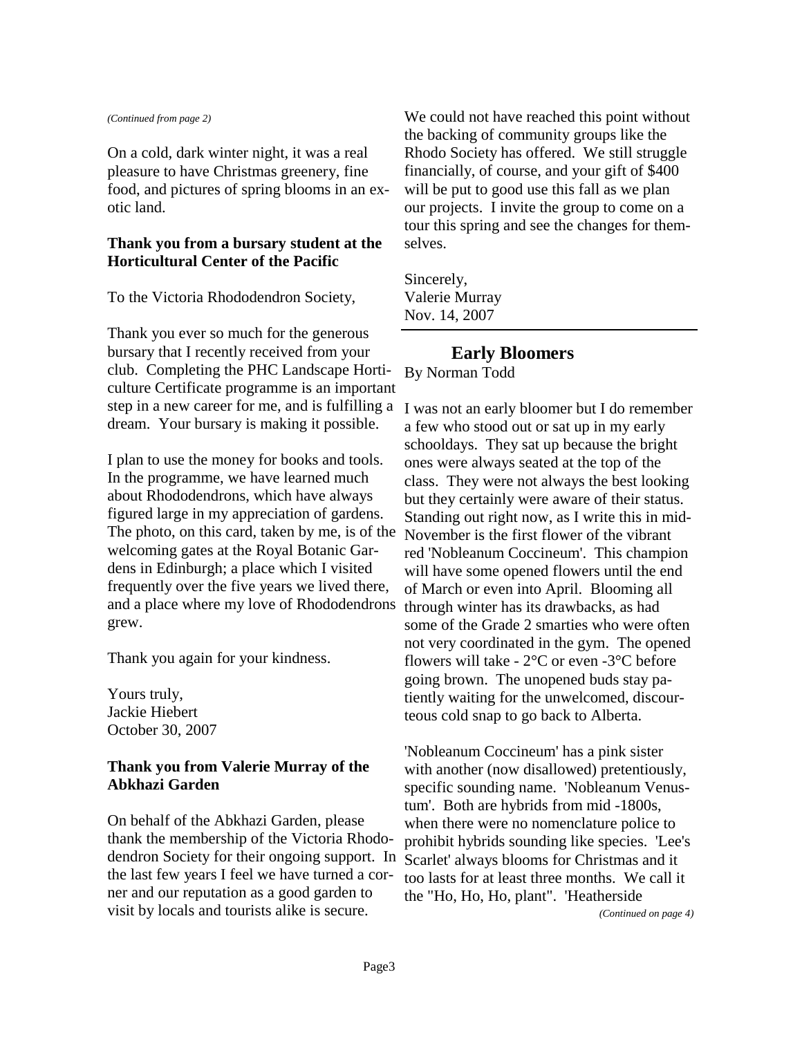*(Continued from page 2)*

On a cold, dark winter night, it was a real pleasure to have Christmas greenery, fine food, and pictures of spring blooms in an exotic land.

**Thank you from a bursary student at the Horticultural Center of the Pacific**

To the Victoria Rhododendron Society,

Thank you ever so much for the generous bursary that I recently received from your club. Completing the PHC Landscape Horticulture Certificate programme is an important step in a new career for me, and is fulfilling a dream. Your bursary is making it possible.

I plan to use the money for books and tools. In the programme, we have learned much about Rhododendrons, which have always figured large in my appreciation of gardens. The photo, on this card, taken by me, is of the welcoming gates at the Royal Botanic Gardens in Edinburgh; a place which I visited frequently over the five years we lived there, and a place where my love of Rhododendrons grew.

Thank you again for your kindness.

Yours truly,
Jackie Hiebert
October 30, 2007

**Thank you from Valerie Murray of the Abkhazi Garden**

On behalf of the Abkhazi Garden, please thank the membership of the Victoria Rhododendron Society for their ongoing support. In the last few years I feel we have turned a corner and our reputation as a good garden to visit by locals and tourists alike is secure.

We could not have reached this point without the backing of community groups like the Rhodo Society has offered. We still struggle financially, of course, and your gift of $400 will be put to good use this fall as we plan our projects. I invite the group to come on a tour this spring and see the changes for themselves.

Sincerely,
Valerie Murray
Nov. 14, 2007

## Early Bloomers

By Norman Todd

I was not an early bloomer but I do remember a few who stood out or sat up in my early schooldays. They sat up because the bright ones were always seated at the top of the class. They were not always the best looking but they certainly were aware of their status. Standing out right now, as I write this in mid-November is the first flower of the vibrant red 'Nobleanum Coccineum'. This champion will have some opened flowers until the end of March or even into April. Blooming all through winter has its drawbacks, as had some of the Grade 2 smarties who were often not very coordinated in the gym. The opened flowers will take - 2°C or even -3°C before going brown. The unopened buds stay patiently waiting for the unwelcomed, discourteous cold snap to go back to Alberta.

'Nobleanum Coccineum' has a pink sister with another (now disallowed) pretentiously, specific sounding name. 'Nobleanum Venustum'. Both are hybrids from mid -1800s, when there were no nomenclature police to prohibit hybrids sounding like species. 'Lee's Scarlet' always blooms for Christmas and it too lasts for at least three months. We call it the "Ho, Ho, Ho, plant". 'Heatherside

*(Continued on page 4)*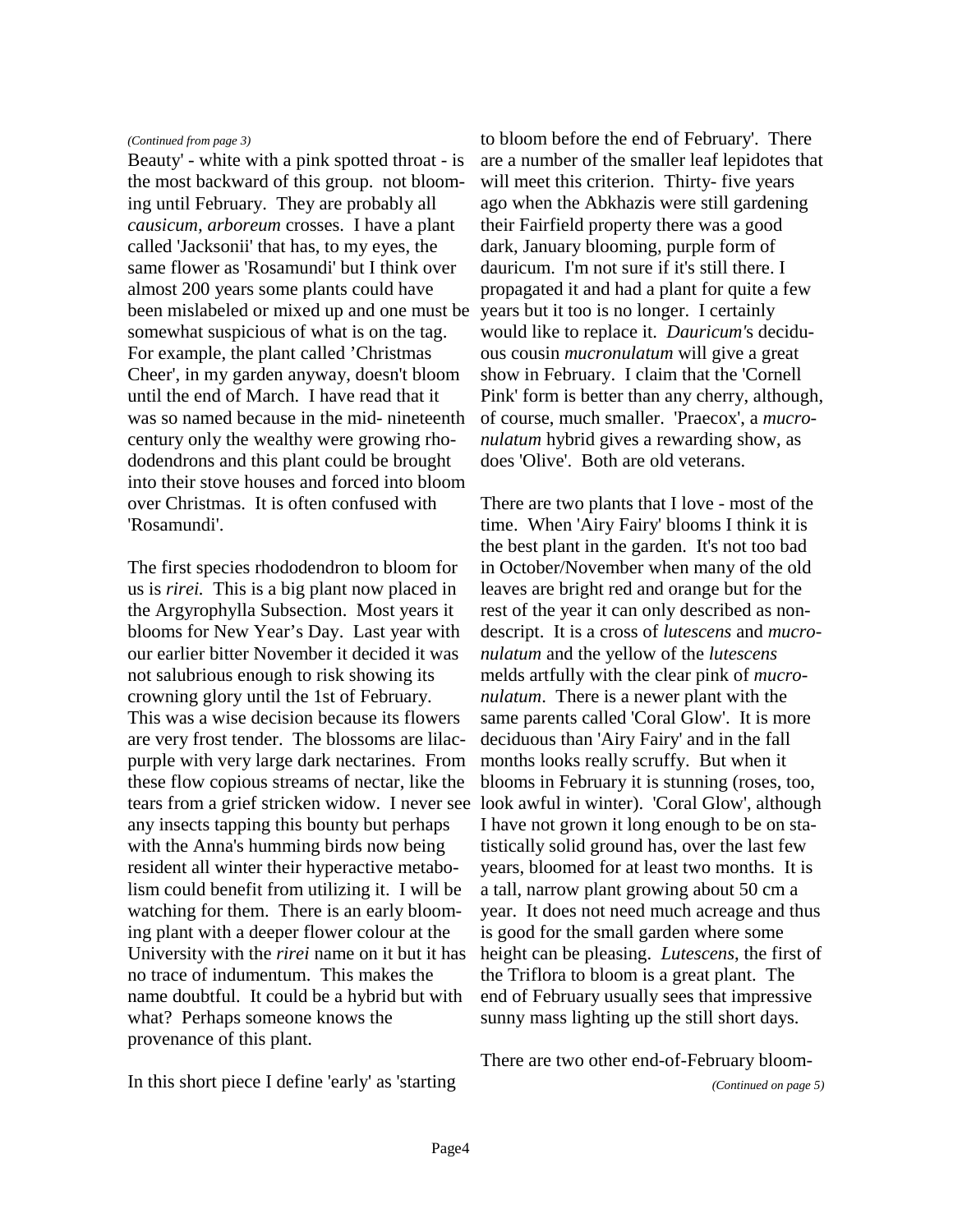*(Continued from page 3)*

Beauty' - white with a pink spotted throat - is the most backward of this group. not blooming until February. They are probably all *causicum, arboreum* crosses. I have a plant called 'Jacksonii' that has, to my eyes, the same flower as 'Rosamundi' but I think over almost 200 years some plants could have been mislabeled or mixed up and one must be somewhat suspicious of what is on the tag. For example, the plant called 'Christmas Cheer', in my garden anyway, doesn't bloom until the end of March. I have read that it was so named because in the mid- nineteenth century only the wealthy were growing rhododendrons and this plant could be brought into their stove houses and forced into bloom over Christmas. It is often confused with 'Rosamundi'.

The first species rhododendron to bloom for us is *rirei.* This is a big plant now placed in the Argyrophylla Subsection. Most years it blooms for New Year's Day. Last year with our earlier bitter November it decided it was not salubrious enough to risk showing its crowning glory until the 1st of February. This was a wise decision because its flowers are very frost tender. The blossoms are lilac-purple with very large dark nectarines. From these flow copious streams of nectar, like the tears from a grief stricken widow. I never see any insects tapping this bounty but perhaps with the Anna's humming birds now being resident all winter their hyperactive metabolism could benefit from utilizing it. I will be watching for them. There is an early blooming plant with a deeper flower colour at the University with the *rirei* name on it but it has no trace of indumentum. This makes the name doubtful. It could be a hybrid but with what? Perhaps someone knows the provenance of this plant.

In this short piece I define 'early' as 'starting to bloom before the end of February'. There are a number of the smaller leaf lepidotes that will meet this criterion. Thirty- five years ago when the Abkhazis were still gardening their Fairfield property there was a good dark, January blooming, purple form of dauricum. I'm not sure if it's still there. I propagated it and had a plant for quite a few years but it too is no longer. I certainly would like to replace it. *Dauricum'*s deciduous cousin *mucronulatum* will give a great show in February. I claim that the 'Cornell Pink' form is better than any cherry, although, of course, much smaller. 'Praecox', a *mucronulatum* hybrid gives a rewarding show, as does 'Olive'. Both are old veterans.

There are two plants that I love - most of the time. When 'Airy Fairy' blooms I think it is the best plant in the garden. It's not too bad in October/November when many of the old leaves are bright red and orange but for the rest of the year it can only described as nondescript. It is a cross of *lutescens* and *mucronulatum* and the yellow of the *lutescens* melds artfully with the clear pink of *mucronulatum*. There is a newer plant with the same parents called 'Coral Glow'. It is more deciduous than 'Airy Fairy' and in the fall months looks really scruffy. But when it blooms in February it is stunning (roses, too, look awful in winter). 'Coral Glow', although I have not grown it long enough to be on statistically solid ground has, over the last few years, bloomed for at least two months. It is a tall, narrow plant growing about 50 cm a year. It does not need much acreage and thus is good for the small garden where some height can be pleasing. *Lutescens*, the first of the Triflora to bloom is a great plant. The end of February usually sees that impressive sunny mass lighting up the still short days.

There are two other end-of-February bloom-

*(Continued on page 5)*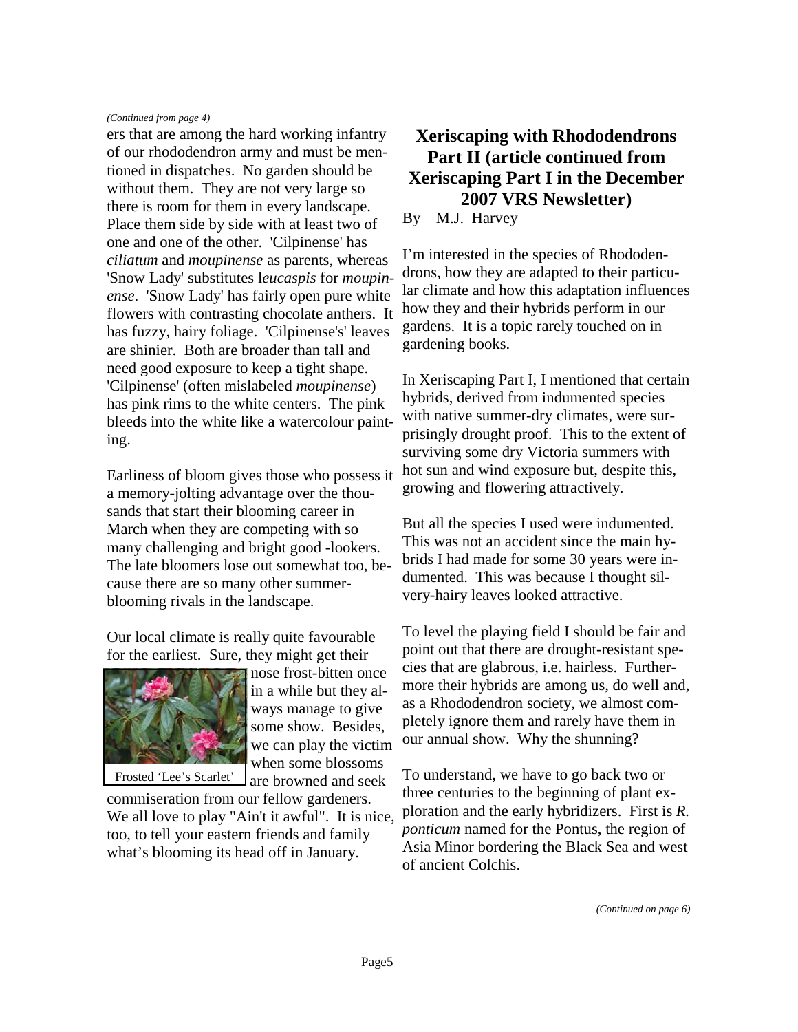*(Continued from page 4)*

ers that are among the hard working infantry of our rhododendron army and must be mentioned in dispatches. No garden should be without them. They are not very large so there is room for them in every landscape. Place them side by side with at least two of one and one of the other. 'Cilpinense' has *ciliatum* and *moupinense* as parents, whereas 'Snow Lady' substitutes l*eucaspis* for *moupinense*. 'Snow Lady' has fairly open pure white flowers with contrasting chocolate anthers. It has fuzzy, hairy foliage. 'Cilpinense's' leaves are shinier. Both are broader than tall and need good exposure to keep a tight shape. 'Cilpinense' (often mislabeled *moupinense*) has pink rims to the white centers. The pink bleeds into the white like a watercolour painting.

Earliness of bloom gives those who possess it a memory-jolting advantage over the thousands that start their blooming career in March when they are competing with so many challenging and bright good -lookers. The late bloomers lose out somewhat too, because there are so many other summer-blooming rivals in the landscape.

Our local climate is really quite favourable for the earliest. Sure, they might get their nose frost-bitten once in a while but they always manage to give some show. Besides, we can play the victim when some blossoms are browned and seek commiseration from our fellow gardeners. We all love to play "Ain't it awful". It is nice, too, to tell your eastern friends and family what's blooming its head off in January.

Frosted 'Lee's Scarlet'

## Xeriscaping with Rhododendrons Part II (article continued from Xeriscaping Part I in the December 2007 VRS Newsletter)

By M.J. Harvey

I'm interested in the species of Rhododendrons, how they are adapted to their particular climate and how this adaptation influences how they and their hybrids perform in our gardens. It is a topic rarely touched on in gardening books.

In Xeriscaping Part I, I mentioned that certain hybrids, derived from indumented species with native summer-dry climates, were surprisingly drought proof. This to the extent of surviving some dry Victoria summers with hot sun and wind exposure but, despite this, growing and flowering attractively.

But all the species I used were indumented. This was not an accident since the main hybrids I had made for some 30 years were indumented. This was because I thought silvery-hairy leaves looked attractive.

To level the playing field I should be fair and point out that there are drought-resistant species that are glabrous, i.e. hairless. Furthermore their hybrids are among us, do well and, as a Rhododendron society, we almost completely ignore them and rarely have them in our annual show. Why the shunning?

To understand, we have to go back two or three centuries to the beginning of plant exploration and the early hybridizers. First is *R. ponticum* named for the Pontus, the region of Asia Minor bordering the Black Sea and west of ancient Colchis.

*(Continued on page 6)*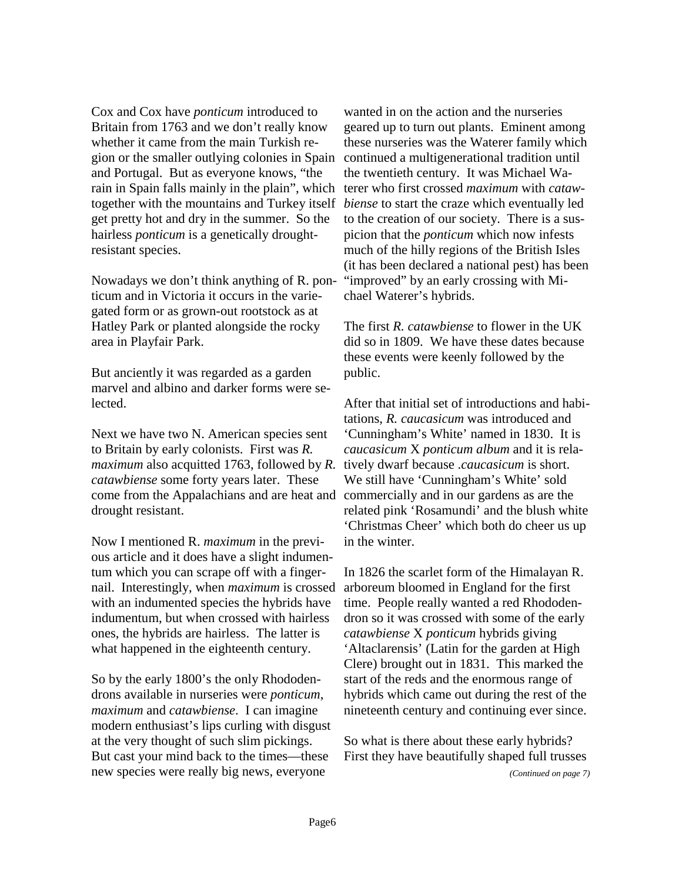Cox and Cox have *ponticum* introduced to Britain from 1763 and we don't really know whether it came from the main Turkish region or the smaller outlying colonies in Spain and Portugal. But as everyone knows, "the rain in Spain falls mainly in the plain", which together with the mountains and Turkey itself get pretty hot and dry in the summer. So the hairless *ponticum* is a genetically drought-resistant species.

Nowadays we don't think anything of R. ponticum and in Victoria it occurs in the variegated form or as grown-out rootstock as at Hatley Park or planted alongside the rocky area in Playfair Park.

But anciently it was regarded as a garden marvel and albino and darker forms were selected.

Next we have two N. American species sent to Britain by early colonists. First was *R. maximum* also acquitted 1763, followed by *R. catawbiense* some forty years later. These come from the Appalachians and are heat and drought resistant.

Now I mentioned R. *maximum* in the previous article and it does have a slight indumentum which you can scrape off with a fingernail. Interestingly, when *maximum* is crossed with an indumented species the hybrids have indumentum, but when crossed with hairless ones, the hybrids are hairless. The latter is what happened in the eighteenth century.

So by the early 1800's the only Rhododendrons available in nurseries were *ponticum*, *maximum* and *catawbiense*. I can imagine modern enthusiast's lips curling with disgust at the very thought of such slim pickings. But cast your mind back to the times—these new species were really big news, everyone wanted in on the action and the nurseries geared up to turn out plants. Eminent among these nurseries was the Waterer family which continued a multigenerational tradition until the twentieth century. It was Michael Waterer who first crossed *maximum* with *catawbiense* to start the craze which eventually led to the creation of our society. There is a suspicion that the *ponticum* which now infests much of the hilly regions of the British Isles (it has been declared a national pest) has been "improved" by an early crossing with Michael Waterer's hybrids.

The first *R. catawbiense* to flower in the UK did so in 1809. We have these dates because these events were keenly followed by the public.

After that initial set of introductions and habitations, *R. caucasicum* was introduced and 'Cunningham's White' named in 1830. It is *caucasicum* X *ponticum album* and it is relatively dwarf because .*caucasicum* is short. We still have 'Cunningham's White' sold commercially and in our gardens as are the related pink 'Rosamundi' and the blush white 'Christmas Cheer' which both do cheer us up in the winter.

In 1826 the scarlet form of the Himalayan R. arboreum bloomed in England for the first time. People really wanted a red Rhododendron so it was crossed with some of the early *catawbiense* X *ponticum* hybrids giving 'Altaclarensis' (Latin for the garden at High Clere) brought out in 1831. This marked the start of the reds and the enormous range of hybrids which came out during the rest of the nineteenth century and continuing ever since.

So what is there about these early hybrids? First they have beautifully shaped full trusses

*(Continued on page 7)*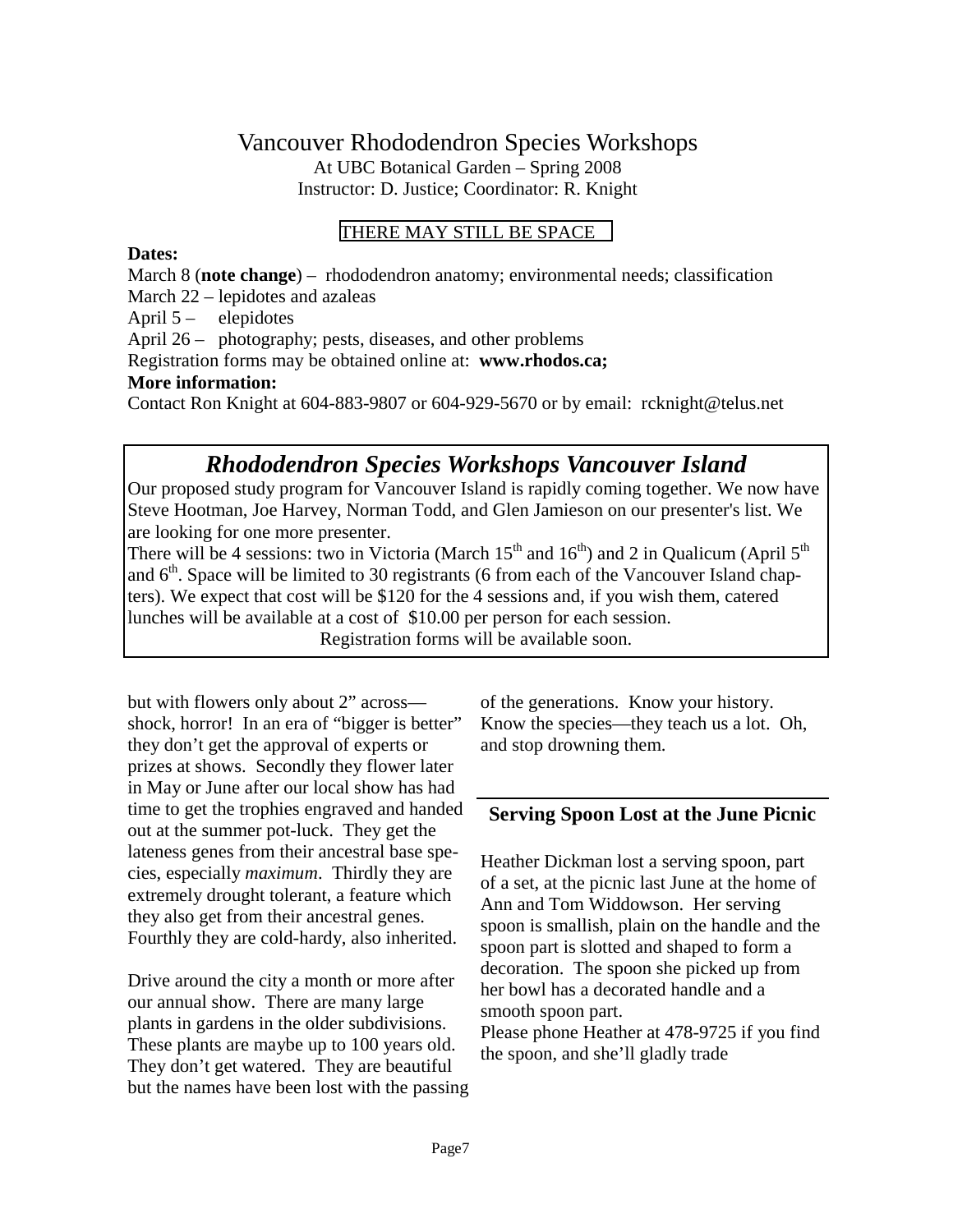# Vancouver Rhododendron Species Workshops

At UBC Botanical Garden – Spring 2008
Instructor: D. Justice; Coordinator: R. Knight

THERE MAY STILL BE SPACE

**Dates:**

March 8 (**note change**) – rhododendron anatomy; environmental needs; classification
March 22 – lepidotes and azaleas
April 5 – elepidotes
April 26 – photography; pests, diseases, and other problems
Registration forms may be obtained online at: **www.rhodos.ca;**

**More information:**

Contact Ron Knight at 604-883-9807 or 604-929-5670 or by email: rcknight@telus.net

## *Rhododendron Species Workshops Vancouver Island*

Our proposed study program for Vancouver Island is rapidly coming together. We now have Steve Hootman, Joe Harvey, Norman Todd, and Glen Jamieson on our presenter's list. We are looking for one more presenter.

There will be 4 sessions: two in Victoria (March 15th and 16th) and 2 in Qualicum (April 5th and 6th. Space will be limited to 30 registrants (6 from each of the Vancouver Island chapters). We expect that cost will be $120 for the 4 sessions and, if you wish them, catered lunches will be available at a cost of $10.00 per person for each session.

Registration forms will be available soon.

but with flowers only about 2" across—shock, horror! In an era of "bigger is better" they don't get the approval of experts or prizes at shows. Secondly they flower later in May or June after our local show has had time to get the trophies engraved and handed out at the summer pot-luck. They get the lateness genes from their ancestral base species, especially *maximum*. Thirdly they are extremely drought tolerant, a feature which they also get from their ancestral genes. Fourthly they are cold-hardy, also inherited.

Drive around the city a month or more after our annual show. There are many large plants in gardens in the older subdivisions. These plants are maybe up to 100 years old. They don't get watered. They are beautiful but the names have been lost with the passing of the generations. Know your history. Know the species—they teach us a lot. Oh, and stop drowning them.

### Serving Spoon Lost at the June Picnic

Heather Dickman lost a serving spoon, part of a set, at the picnic last June at the home of Ann and Tom Widdowson. Her serving spoon is smallish, plain on the handle and the spoon part is slotted and shaped to form a decoration. The spoon she picked up from her bowl has a decorated handle and a smooth spoon part.

Please phone Heather at 478-9725 if you find the spoon, and she'll gladly trade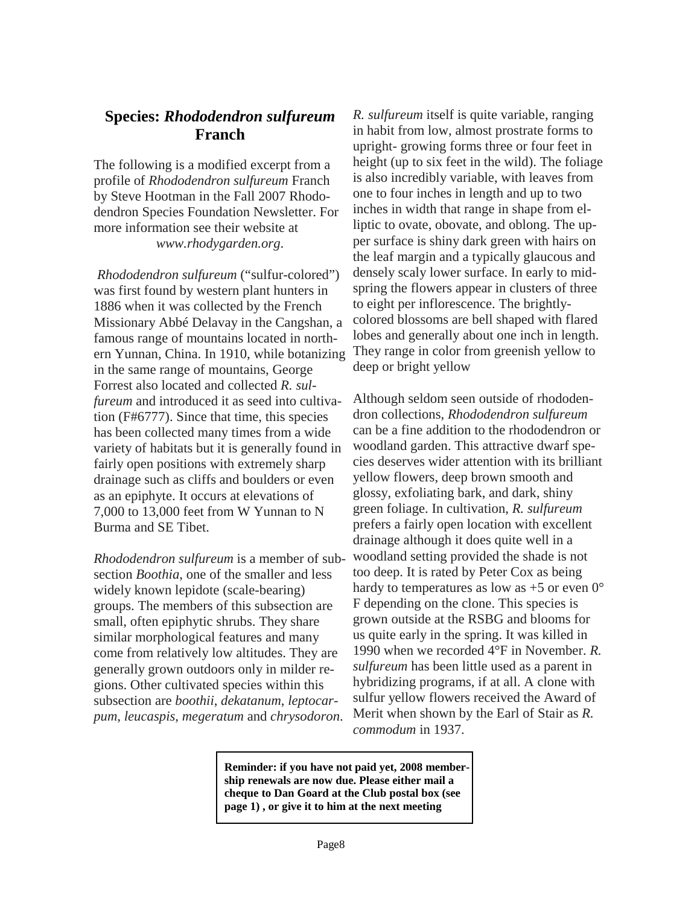## Species: *Rhododendron sulfureum* Franch

The following is a modified excerpt from a profile of *Rhododendron sulfureum* Franch by Steve Hootman in the Fall 2007 Rhododendron Species Foundation Newsletter. For more information see their website at *www.rhodygarden.org*.

*Rhododendron sulfureum* ("sulfur-colored") was first found by western plant hunters in 1886 when it was collected by the French Missionary Abbé Delavay in the Cangshan, a famous range of mountains located in northern Yunnan, China. In 1910, while botanizing in the same range of mountains, George Forrest also located and collected *R. sulfureum* and introduced it as seed into cultivation (F#6777). Since that time, this species has been collected many times from a wide variety of habitats but it is generally found in fairly open positions with extremely sharp drainage such as cliffs and boulders or even as an epiphyte. It occurs at elevations of 7,000 to 13,000 feet from W Yunnan to N Burma and SE Tibet.

*Rhododendron sulfureum* is a member of subsection *Boothia*, one of the smaller and less widely known lepidote (scale-bearing) groups. The members of this subsection are small, often epiphytic shrubs. They share similar morphological features and many come from relatively low altitudes. They are generally grown outdoors only in milder regions. Other cultivated species within this subsection are *boothii*, *dekatanum*, *leptocarpum*, *leucaspis*, *megeratum* and *chrysodoron*.

*R. sulfureum* itself is quite variable, ranging in habit from low, almost prostrate forms to upright- growing forms three or four feet in height (up to six feet in the wild). The foliage is also incredibly variable, with leaves from one to four inches in length and up to two inches in width that range in shape from elliptic to ovate, obovate, and oblong. The upper surface is shiny dark green with hairs on the leaf margin and a typically glaucous and densely scaly lower surface. In early to mid-spring the flowers appear in clusters of three to eight per inflorescence. The brightly-colored blossoms are bell shaped with flared lobes and generally about one inch in length. They range in color from greenish yellow to deep or bright yellow

Although seldom seen outside of rhododendron collections, *Rhododendron sulfureum* can be a fine addition to the rhododendron or woodland garden. This attractive dwarf species deserves wider attention with its brilliant yellow flowers, deep brown smooth and glossy, exfoliating bark, and dark, shiny green foliage. In cultivation, *R. sulfureum* prefers a fairly open location with excellent drainage although it does quite well in a woodland setting provided the shade is not too deep. It is rated by Peter Cox as being hardy to temperatures as low as +5 or even 0° F depending on the clone. This species is grown outside at the RSBG and blooms for us quite early in the spring. It was killed in 1990 when we recorded 4°F in November. *R. sulfureum* has been little used as a parent in hybridizing programs, if at all. A clone with sulfur yellow flowers received the Award of Merit when shown by the Earl of Stair as *R. commodum* in 1937.

**Reminder: if you have not paid yet, 2008 membership renewals are now due. Please either mail a cheque to Dan Goard at the Club postal box (see page 1) , or give it to him at the next meeting**